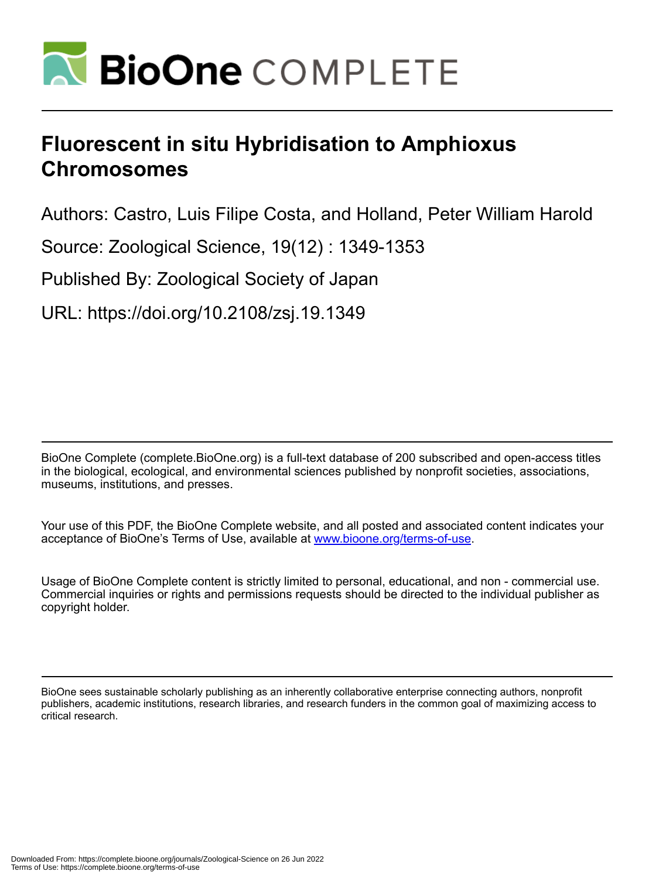# Fluorescent in situ Hybridisation to Amphioxus Chromosomes

Authors: Castro, Luis Filipe Costa, and Holland, Peter William Harold

Source: Zoological Science, 19(12) : 1349-1353

Published By: Zoological Society of Japan

URL: https://doi.org/10.2108/zsj.19.1349

BioOne Complete (complete.BioOne.org) is a full-text database of 200 subscribed and open-access titles in the biological, ecological, and environmental sciences published by nonprofit societies, associations, museums, institutions, and presses.

Your use of this PDF, the BioOne Complete website, and all posted and associated content indicates your acceptance of BioOne's Terms of Use, available at www.bioone.org/terms-of-use.

Usage of BioOne Complete content is strictly limited to personal, educational, and non - commercial use. Commercial inquiries or rights and permissions requests should be directed to the individual publisher as copyright holder.

BioOne sees sustainable scholarly publishing as an inherently collaborative enterprise connecting authors, nonprofit publishers, academic institutions, research libraries, and research funders in the common goal of maximizing access to critical research.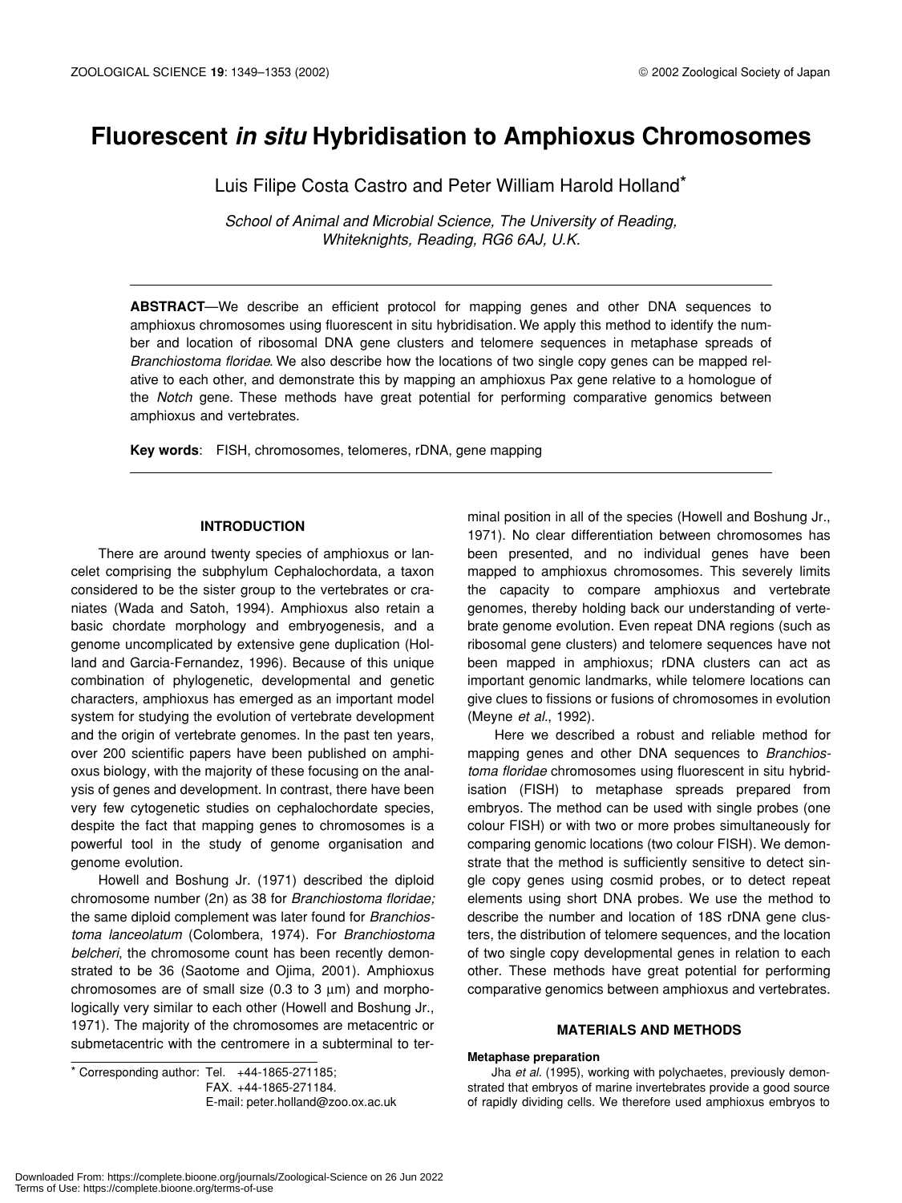# Fluorescent *in situ* Hybridisation to Amphioxus Chromosomes

Luis Filipe Costa Castro and Peter William Harold Holland*

*School of Animal and Microbial Science, The University of Reading, Whiteknights, Reading, RG6 6AJ, U.K.*

**ABSTRACT**—We describe an efficient protocol for mapping genes and other DNA sequences to amphioxus chromosomes using fluorescent in situ hybridisation. We apply this method to identify the number and location of ribosomal DNA gene clusters and telomere sequences in metaphase spreads of *Branchiostoma floridae*. We also describe how the locations of two single copy genes can be mapped relative to each other, and demonstrate this by mapping an amphioxus Pax gene relative to a homologue of the *Notch* gene. These methods have great potential for performing comparative genomics between amphioxus and vertebrates.

**Key words**: FISH, chromosomes, telomeres, rDNA, gene mapping

## INTRODUCTION

There are around twenty species of amphioxus or lancelet comprising the subphylum Cephalochordata, a taxon considered to be the sister group to the vertebrates or craniates (Wada and Satoh, 1994). Amphioxus also retain a basic chordate morphology and embryogenesis, and a genome uncomplicated by extensive gene duplication (Holland and Garcia-Fernandez, 1996). Because of this unique combination of phylogenetic, developmental and genetic characters, amphioxus has emerged as an important model system for studying the evolution of vertebrate development and the origin of vertebrate genomes. In the past ten years, over 200 scientific papers have been published on amphioxus biology, with the majority of these focusing on the analysis of genes and development. In contrast, there have been very few cytogenetic studies on cephalochordate species, despite the fact that mapping genes to chromosomes is a powerful tool in the study of genome organisation and genome evolution.

Howell and Boshung Jr. (1971) described the diploid chromosome number (2n) as 38 for *Branchiostoma floridae;* the same diploid complement was later found for *Branchiostoma lanceolatum* (Colombera, 1974). For *Branchiostoma belcheri*, the chromosome count has been recently demonstrated to be 36 (Saotome and Ojima, 2001). Amphioxus chromosomes are of small size (0.3 to 3 μm) and morphologically very similar to each other (Howell and Boshung Jr., 1971). The majority of the chromosomes are metacentric or submetacentric with the centromere in a subterminal to terminal position in all of the species (Howell and Boshung Jr., 1971). No clear differentiation between chromosomes has been presented, and no individual genes have been mapped to amphioxus chromosomes. This severely limits the capacity to compare amphioxus and vertebrate genomes, thereby holding back our understanding of vertebrate genome evolution. Even repeat DNA regions (such as ribosomal gene clusters) and telomere sequences have not been mapped in amphioxus; rDNA clusters can act as important genomic landmarks, while telomere locations can give clues to fissions or fusions of chromosomes in evolution (Meyne *et al*., 1992).

Here we described a robust and reliable method for mapping genes and other DNA sequences to *Branchiostoma floridae* chromosomes using fluorescent in situ hybridisation (FISH) to metaphase spreads prepared from embryos. The method can be used with single probes (one colour FISH) or with two or more probes simultaneously for comparing genomic locations (two colour FISH). We demonstrate that the method is sufficiently sensitive to detect single copy genes using cosmid probes, or to detect repeat elements using short DNA probes. We use the method to describe the number and location of 18S rDNA gene clusters, the distribution of telomere sequences, and the location of two single copy developmental genes in relation to each other. These methods have great potential for performing comparative genomics between amphioxus and vertebrates.

## MATERIALS AND METHODS

### Metaphase preparation

Jha *et al*. (1995), working with polychaetes, previously demonstrated that embryos of marine invertebrates provide a good source of rapidly dividing cells. We therefore used amphioxus embryos to

* Corresponding author: Tel. +44-1865-271185; FAX. +44-1865-271184. E-mail: peter.holland@zoo.ox.ac.uk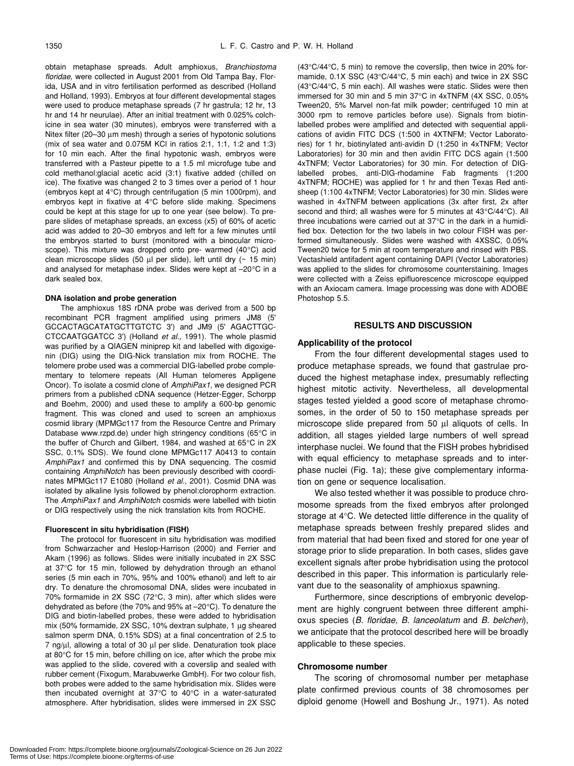obtain metaphase spreads. Adult amphioxus, *Branchiostoma floridae,* were collected in August 2001 from Old Tampa Bay, Florida, USA and in vitro fertilisation performed as described (Holland and Holland, 1993). Embryos at four different developmental stages were used to produce metaphase spreads (7 hr gastrula; 12 hr, 13 hr and 14 hr neurulae). After an initial treatment with 0.025% colchicine in sea water (30 minutes), embryos were transferred with a Nitex filter (20–30 µm mesh) through a series of hypotonic solutions (mix of sea water and 0.075M KCl in ratios 2:1, 1:1, 1:2 and 1:3) for 10 min each. After the final hypotonic wash, embryos were transferred with a Pasteur pipette to a 1.5 ml microfuge tube and cold methanol:glacial acetic acid (3:1) fixative added (chilled on ice). The fixative was changed 2 to 3 times over a period of 1 hour (embryos kept at 4°C) through centrifugation (5 min 1000rpm), and embryos kept in fixative at 4°C before slide making. Specimens could be kept at this stage for up to one year (see below). To prepare slides of metaphase spreads, an excess (x5) of 60% of acetic acid was added to 20–30 embryos and left for a few minutes until the embryos started to burst (monitored with a binocular microscope). This mixture was dropped onto pre- warmed (40°C) acid clean microscope slides (50 µl per slide), left until dry (~ 15 min) and analysed for metaphase index. Slides were kept at –20°C in a dark sealed box.

#### DNA isolation and probe generation

The amphioxus 18S rDNA probe was derived from a 500 bp recombinant PCR fragment amplified using primers JM8 (5' GCCACTAGCATATGCTTGTCTC 3') and JM9 (5' AGACTTGC-CTCCAATGGATCC 3') (Holland *et al*., 1991). The whole plasmid was purified by a QIAGEN miniprep kit and labelled with digoxigenin (DIG) using the DIG-Nick translation mix from ROCHE. The telomere probe used was a commercial DIG-labelled probe complementary to telomere repeats (All Human telomeres Appligene Oncor). To isolate a cosmid clone of *AmphiPax1*, we designed PCR primers from a published cDNA sequence (Hetzer-Egger, Schorpp and Boehm, 2000) and used these to amplify a 600-bp genomic fragment. This was cloned and used to screen an amphioxus cosmid library (MPMGc117 from the Resource Centre and Primary Database www.rzpd.de) under high stringency conditions (65°C in the buffer of Church and Gilbert, 1984, and washed at 65°C in 2X SSC, 0.1% SDS). We found clone MPMGc117 A0413 to contain *AmphiPax1* and confirmed this by DNA sequencing. The cosmid containing *AmphiNotch* has been previously described with coordinates MPMGc117 E1080 (Holland *et al*., 2001). Cosmid DNA was isolated by alkaline lysis followed by phenol:clorophorm extraction. The *AmphiPax1* and *AmphiNotch* cosmids were labelled with biotin or DIG respectively using the nick translation kits from ROCHE.

#### Fluorescent in situ hybridisation (FISH)

The protocol for fluorescent in situ hybridisation was modified from Schwarzacher and Heslop-Harrison (2000) and Ferrier and Akam (1996) as follows. Slides were initially incubated in 2X SSC at 37°C for 15 min, followed by dehydration through an ethanol series (5 min each in 70%, 95% and 100% ethanol) and left to air dry. To denature the chromosomal DNA, slides were incubated in 70% formamide in 2X SSC (72°C, 3 min), after which slides were dehydrated as before (the 70% and 95% at –20°C). To denature the DIG and biotin-labelled probes, these were added to hybridisation mix (50% formamide, 2X SSC, 10% dextran sulphate, 1 µg sheared salmon sperm DNA, 0.15% SDS) at a final concentration of 2.5 to 7 ng/µl, allowing a total of 30 µl per slide. Denaturation took place at 80°C for 15 min, before chilling on ice, after which the probe mix was applied to the slide, covered with a coverslip and sealed with rubber cement (Fixogum, Marabuwerke GmbH). For two colour fish, both probes were added to the same hybridisation mix. Slides were then incubated overnight at 37°C to 40°C in a water-saturated atmosphere. After hybridisation, slides were immersed in 2X SSC (43°C/44°C, 5 min) to remove the coverslip, then twice in 20% formamide, 0.1X SSC (43°C/44°C, 5 min each) and twice in 2X SSC (43°C/44°C, 5 min each). All washes were static. Slides were then immersed for 30 min and 5 min 37°C in 4xTNFM (4X SSC, 0.05% Tween20, 5% Marvel non-fat milk powder; centrifuged 10 min at 3000 rpm to remove particles before use). Signals from biotin-labelled probes were amplified and detected with sequential applications of avidin FITC DCS (1:500 in 4XTNFM; Vector Laboratories) for 1 hr, biotinylated anti-avidin D (1:250 in 4xTNFM; Vector Laboratories) for 30 min and then avidin FITC DCS again (1:500 4xTNFM; Vector Laboratories) for 30 min. For detection of DIG-labelled probes, anti-DIG-rhodamine Fab fragments (1:200 4xTNFM; ROCHE) was applied for 1 hr and then Texas Red anti-sheep (1:100 4xTNFM; Vector Laboratories) for 30 min. Slides were washed in 4xTNFM between applications (3x after first, 2x after second and third; all washes were for 5 minutes at 43°C/44°C). All three incubations were carried out at 37°C in the dark in a humidified box. Detection for the two labels in two colour FISH was performed simultaneously. Slides were washed with 4XSSC, 0.05% Tween20 twice for 5 min at room temperature and rinsed with PBS. Vectashield antifadent agent containing DAPI (Vector Laboratories) was applied to the slides for chromosome counterstaining. Images were collected with a Zeiss epifluorescence microscope equipped with an Axiocam camera. Image processing was done with ADOBE Photoshop 5.5.

## RESULTS AND DISCUSSION

#### Applicability of the protocol

From the four different developmental stages used to produce metaphase spreads, we found that gastrulae produced the highest metaphase index, presumably reflecting highest mitotic activity. Nevertheless, all developmental stages tested yielded a good score of metaphase chromosomes, in the order of 50 to 150 metaphase spreads per microscope slide prepared from 50 µl aliquots of cells. In addition, all stages yielded large numbers of well spread interphase nuclei. We found that the FISH probes hybridised with equal efficiency to metaphase spreads and to interphase nuclei (Fig. 1a); these give complementary information on gene or sequence localisation.

We also tested whether it was possible to produce chromosome spreads from the fixed embryos after prolonged storage at 4°C. We detected little difference in the quality of metaphase spreads between freshly prepared slides and from material that had been fixed and stored for one year of storage prior to slide preparation. In both cases, slides gave excellent signals after probe hybridisation using the protocol described in this paper. This information is particularly relevant due to the seasonality of amphioxus spawning.

Furthermore, since descriptions of embryonic development are highly congruent between three different amphioxus species (*B. floridae, B. lanceolatum* and *B. belcheri*), we anticipate that the protocol described here will be broadly applicable to these species.

#### Chromosome number

The scoring of chromosomal number per metaphase plate confirmed previous counts of 38 chromosomes per diploid genome (Howell and Boshung Jr., 1971). As noted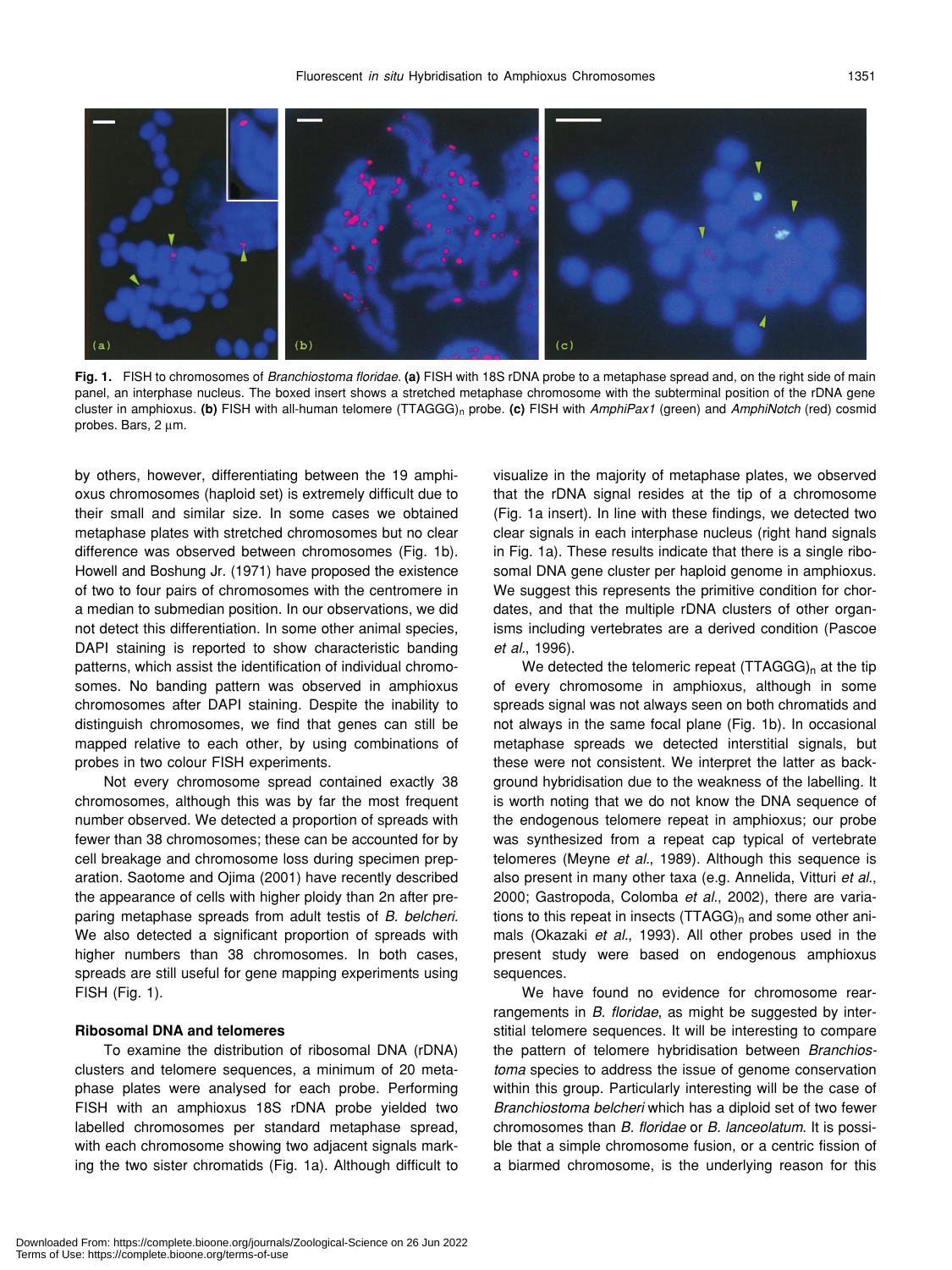**Fig. 1.** FISH to chromosomes of *Branchiostoma floridae*. **(a)** FISH with 18S rDNA probe to a metaphase spread and, on the right side of main panel, an interphase nucleus. The boxed insert shows a stretched metaphase chromosome with the subterminal position of the rDNA gene cluster in amphioxus. **(b)** FISH with all-human telomere $(TTAGGG)_n$ probe. **(c)** FISH with *AmphiPax1* (green) and *AmphiNotch* (red) cosmid probes. Bars, 2 μm.

by others, however, differentiating between the 19 amphioxus chromosomes (haploid set) is extremely difficult due to their small and similar size. In some cases we obtained metaphase plates with stretched chromosomes but no clear difference was observed between chromosomes (Fig. 1b). Howell and Boshung Jr. (1971) have proposed the existence of two to four pairs of chromosomes with the centromere in a median to submedian position. In our observations, we did not detect this differentiation. In some other animal species, DAPI staining is reported to show characteristic banding patterns, which assist the identification of individual chromosomes. No banding pattern was observed in amphioxus chromosomes after DAPI staining. Despite the inability to distinguish chromosomes, we find that genes can still be mapped relative to each other, by using combinations of probes in two colour FISH experiments.

Not every chromosome spread contained exactly 38 chromosomes, although this was by far the most frequent number observed. We detected a proportion of spreads with fewer than 38 chromosomes; these can be accounted for by cell breakage and chromosome loss during specimen preparation. Saotome and Ojima (2001) have recently described the appearance of cells with higher ploidy than 2n after preparing metaphase spreads from adult testis of *B. belcheri*. We also detected a significant proportion of spreads with higher numbers than 38 chromosomes. In both cases, spreads are still useful for gene mapping experiments using FISH (Fig. 1).

### Ribosomal DNA and telomeres

To examine the distribution of ribosomal DNA (rDNA) clusters and telomere sequences, a minimum of 20 metaphase plates were analysed for each probe. Performing FISH with an amphioxus 18S rDNA probe yielded two labelled chromosomes per standard metaphase spread, with each chromosome showing two adjacent signals marking the two sister chromatids (Fig. 1a). Although difficult to visualize in the majority of metaphase plates, we observed that the rDNA signal resides at the tip of a chromosome (Fig. 1a insert). In line with these findings, we detected two clear signals in each interphase nucleus (right hand signals in Fig. 1a). These results indicate that there is a single ribosomal DNA gene cluster per haploid genome in amphioxus. We suggest this represents the primitive condition for chordates, and that the multiple rDNA clusters of other organisms including vertebrates are a derived condition (Pascoe *et al*., 1996).

We detected the telomeric repeat $(TTAGGG)_n$ at the tip of every chromosome in amphioxus, although in some spreads signal was not always seen on both chromatids and not always in the same focal plane (Fig. 1b). In occasional metaphase spreads we detected interstitial signals, but these were not consistent. We interpret the latter as background hybridisation due to the weakness of the labelling. It is worth noting that we do not know the DNA sequence of the endogenous telomere repeat in amphioxus; our probe was synthesized from a repeat cap typical of vertebrate telomeres (Meyne *et al*., 1989). Although this sequence is also present in many other taxa (e.g. Annelida, Vitturi *et al*., 2000; Gastropoda, Colomba *et al*., 2002), there are variations to this repeat in insects $(TTAGG)_n$ and some other animals (Okazaki *et al*., 1993). All other probes used in the present study were based on endogenous amphioxus sequences.

We have found no evidence for chromosome rearrangements in *B. floridae*, as might be suggested by interstitial telomere sequences. It will be interesting to compare the pattern of telomere hybridisation between *Branchiostoma* species to address the issue of genome conservation within this group. Particularly interesting will be the case of *Branchiostoma belcheri* which has a diploid set of two fewer chromosomes than *B. floridae* or *B. lanceolatum*. It is possible that a simple chromosome fusion, or a centric fission of a biarmed chromosome, is the underlying reason for this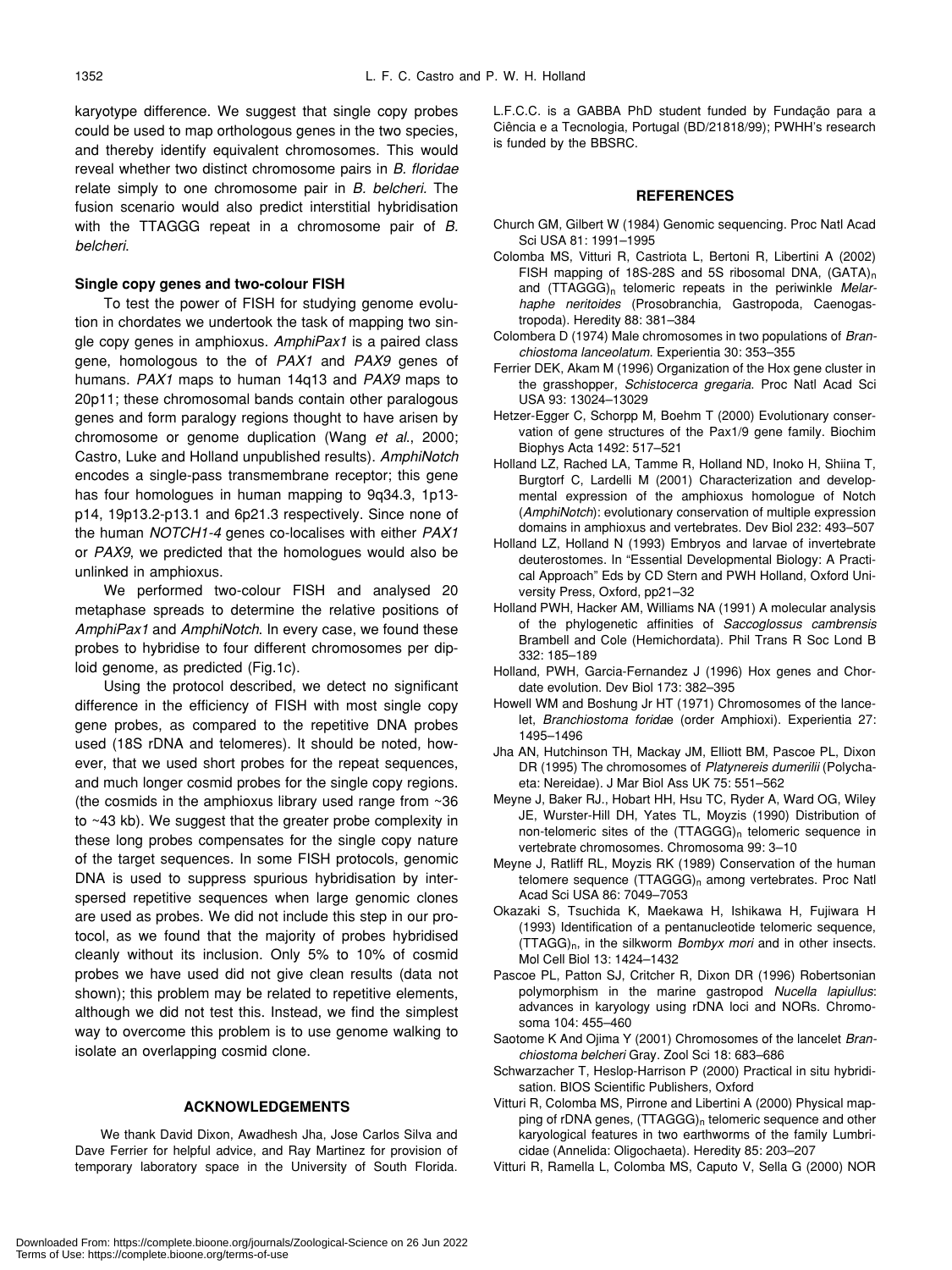karyotype difference. We suggest that single copy probes could be used to map orthologous genes in the two species, and thereby identify equivalent chromosomes. This would reveal whether two distinct chromosome pairs in *B. floridae* relate simply to one chromosome pair in *B. belcheri.* The fusion scenario would also predict interstitial hybridisation with the TTAGGG repeat in a chromosome pair of *B. belcheri*.

### Single copy genes and two-colour FISH

To test the power of FISH for studying genome evolution in chordates we undertook the task of mapping two single copy genes in amphioxus. *AmphiPax1* is a paired class gene, homologous to the of *PAX1* and *PAX9* genes of humans. *PAX1* maps to human 14q13 and *PAX9* maps to 20p11; these chromosomal bands contain other paralogous genes and form paralogy regions thought to have arisen by chromosome or genome duplication (Wang *et al*., 2000; Castro, Luke and Holland unpublished results). *AmphiNotch* encodes a single-pass transmembrane receptor; this gene has four homologues in human mapping to 9q34.3, 1p13-p14, 19p13.2-p13.1 and 6p21.3 respectively. Since none of the human *NOTCH1-4* genes co-localises with either *PAX1* or *PAX9*, we predicted that the homologues would also be unlinked in amphioxus.

We performed two-colour FISH and analysed 20 metaphase spreads to determine the relative positions of *AmphiPax1* and *AmphiNotch*. In every case, we found these probes to hybridise to four different chromosomes per diploid genome, as predicted (Fig.1c).

Using the protocol described, we detect no significant difference in the efficiency of FISH with most single copy gene probes, as compared to the repetitive DNA probes used (18S rDNA and telomeres). It should be noted, however, that we used short probes for the repeat sequences, and much longer cosmid probes for the single copy regions. (the cosmids in the amphioxus library used range from ~36 to ~43 kb). We suggest that the greater probe complexity in these long probes compensates for the single copy nature of the target sequences. In some FISH protocols, genomic DNA is used to suppress spurious hybridisation by interspersed repetitive sequences when large genomic clones are used as probes. We did not include this step in our protocol, as we found that the majority of probes hybridised cleanly without its inclusion. Only 5% to 10% of cosmid probes we have used did not give clean results (data not shown); this problem may be related to repetitive elements, although we did not test this. Instead, we find the simplest way to overcome this problem is to use genome walking to isolate an overlapping cosmid clone.

## ACKNOWLEDGEMENTS

We thank David Dixon, Awadhesh Jha, Jose Carlos Silva and Dave Ferrier for helpful advice, and Ray Martinez for provision of temporary laboratory space in the University of South Florida. L.F.C.C. is a GABBA PhD student funded by Fundação para a Ciência e a Tecnologia, Portugal (BD/21818/99); PWHH's research is funded by the BBSRC.

## REFERENCES

Church GM, Gilbert W (1984) Genomic sequencing. Proc Natl Acad Sci USA 81: 1991–1995

Colomba MS, Vitturi R, Castriota L, Bertoni R, Libertini A (2002) FISH mapping of 18S-28S and 5S ribosomal DNA, $(GATA)_n$ and $(TTAGGG)_n$ telomeric repeats in the periwinkle *Melarhaphe neritoides* (Prosobranchia, Gastropoda, Caenogastropoda). Heredity 88: 381–384

Colombera D (1974) Male chromosomes in two populations of *Branchiostoma lanceolatum*. Experientia 30: 353–355

Ferrier DEK, Akam M (1996) Organization of the Hox gene cluster in the grasshopper, *Schistocerca gregaria*. Proc Natl Acad Sci USA 93: 13024–13029

Hetzer-Egger C, Schorpp M, Boehm T (2000) Evolutionary conservation of gene structures of the Pax1/9 gene family. Biochim Biophys Acta 1492: 517–521

Holland LZ, Rached LA, Tamme R, Holland ND, Inoko H, Shiina T, Burgtorf C, Lardelli M (2001) Characterization and developmental expression of the amphioxus homologue of Notch (*AmphiNotch*): evolutionary conservation of multiple expression domains in amphioxus and vertebrates. Dev Biol 232: 493–507

Holland LZ, Holland N (1993) Embryos and larvae of invertebrate deuterostomes. In "Essential Developmental Biology: A Practical Approach" Eds by CD Stern and PWH Holland, Oxford University Press, Oxford, pp21–32

Holland PWH, Hacker AM, Williams NA (1991) A molecular analysis of the phylogenetic affinities of *Saccoglossus cambrensis* Brambell and Cole (Hemichordata). Phil Trans R Soc Lond B 332: 185–189

Holland, PWH, Garcia-Fernandez J (1996) Hox genes and Chordate evolution. Dev Biol 173: 382–395

Howell WM and Boshung Jr HT (1971) Chromosomes of the lancelet, *Branchiostoma foridae* (order Amphioxi). Experientia 27: 1495–1496

Jha AN, Hutchinson TH, Mackay JM, Elliott BM, Pascoe PL, Dixon DR (1995) The chromosomes of *Platynereis dumerilii* (Polychaeta: Nereidae). J Mar Biol Ass UK 75: 551–562

Meyne J, Baker RJ., Hobart HH, Hsu TC, Ryder A, Ward OG, Wiley JE, Wurster-Hill DH, Yates TL, Moyzis (1990) Distribution of non-telomeric sites of the $(TTAGGG)_n$ telomeric sequence in vertebrate chromosomes. Chromosoma 99: 3–10

Meyne J, Ratliff RL, Moyzis RK (1989) Conservation of the human telomere sequence $(TTAGGG)_n$ among vertebrates. Proc Natl Acad Sci USA 86: 7049–7053

Okazaki S, Tsuchida K, Maekawa H, Ishikawa H, Fujiwara H (1993) Identification of a pentanucleotide telomeric sequence, $(TTAGG)_n$, in the silkworm *Bombyx mori* and in other insects. Mol Cell Biol 13: 1424–1432

Pascoe PL, Patton SJ, Critcher R, Dixon DR (1996) Robertsonian polymorphism in the marine gastropod *Nucella lapiullus*: advances in karyology using rDNA loci and NORs. Chromosoma 104: 455–460

Saotome K And Ojima Y (2001) Chromosomes of the lancelet *Branchiostoma belcheri* Gray. Zool Sci 18: 683–686

Schwarzacher T, Heslop-Harrison P (2000) Practical in situ hybridisation. BIOS Scientific Publishers, Oxford

Vitturi R, Colomba MS, Pirrone and Libertini A (2000) Physical mapping of rDNA genes, $(TTAGGG)_n$ telomeric sequence and other karyological features in two earthworms of the family Lumbricidae (Annelida: Oligochaeta). Heredity 85: 203–207

Vitturi R, Ramella L, Colomba MS, Caputo V, Sella G (2000) NOR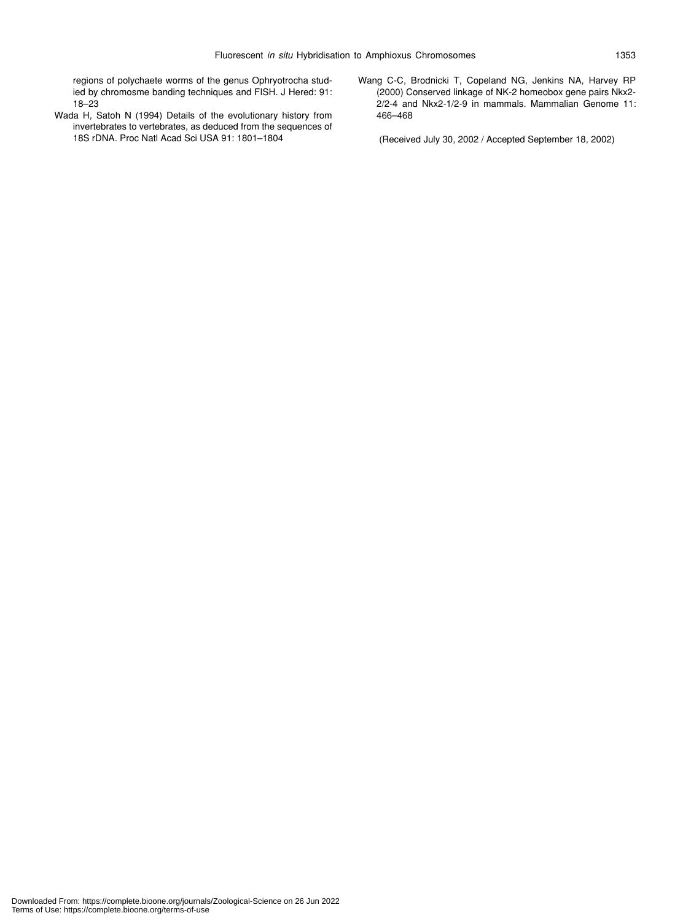regions of polychaete worms of the genus Ophryotrocha studied by chromosme banding techniques and FISH. J Hered: 91: 18–23

Wada H, Satoh N (1994) Details of the evolutionary history from invertebrates to vertebrates, as deduced from the sequences of 18S rDNA. Proc Natl Acad Sci USA 91: 1801–1804

Wang C-C, Brodnicki T, Copeland NG, Jenkins NA, Harvey RP (2000) Conserved linkage of NK-2 homeobox gene pairs Nkx2-2/2-4 and Nkx2-1/2-9 in mammals. Mammalian Genome 11: 466–468

(Received July 30, 2002 / Accepted September 18, 2002)